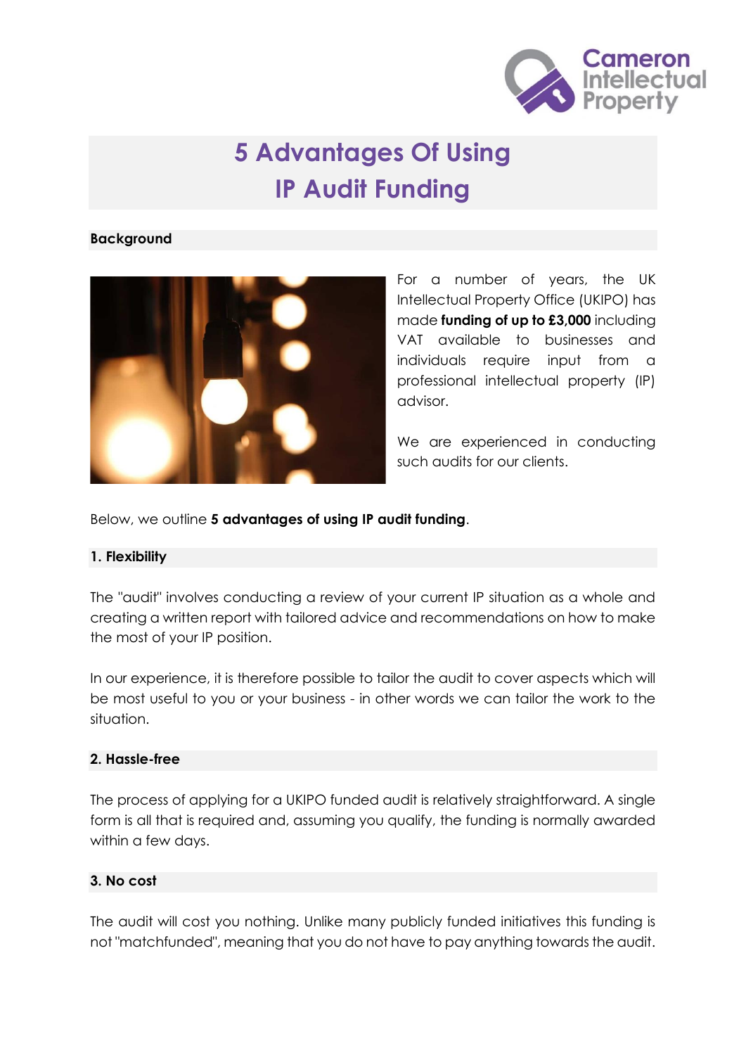# 5 Advantages Of Using IP Audit Funding

## Background

For a number of years, the UK Intellectual Property Office (UKIPO) has made **funding of up to £3,000** including VAT available to businesses and individuals require input from a professional intellectual property (IP) advisor.

We are experienced in conducting such audits for our clients.

Below, we outline **5 advantages of using IP audit funding**.

### 1. Flexibility

The "audit" involves conducting a review of your current IP situation as a whole and creating a written report with tailored advice and recommendations on how to make the most of your IP position.

In our experience, it is therefore possible to tailor the audit to cover aspects which will be most useful to you or your business - in other words we can tailor the work to the situation.

### 2. Hassle-free

The process of applying for a UKIPO funded audit is relatively straightforward. A single form is all that is required and, assuming you qualify, the funding is normally awarded within a few days.

### 3. No cost

The audit will cost you nothing. Unlike many publicly funded initiatives this funding is not "matchfunded", meaning that you do not have to pay anything towards the audit.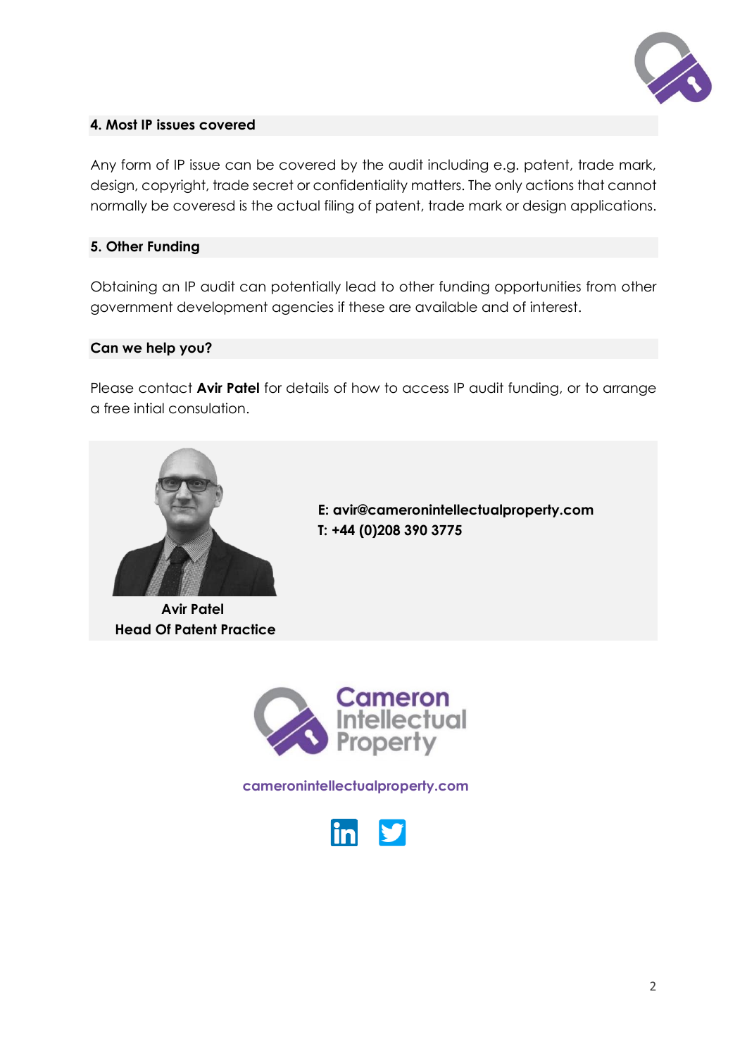#### 4. Most IP issues covered

Any form of IP issue can be covered by the audit including e.g. patent, trade mark, design, copyright, trade secret or confidentiality matters. The only actions that cannot normally be coveresd is the actual filing of patent, trade mark or design applications.

#### 5. Other Funding

Obtaining an IP audit can potentially lead to other funding opportunities from other government development agencies if these are available and of interest.

#### Can we help you?

Please contact **Avir Patel** for details of how to access IP audit funding, or to arrange a free intial consulation.

**E: avir@cameronintellectualproperty.com**
**T: +44 (0)208 390 3775**

**Avir Patel**
**Head Of Patent Practice**

Cameron Intellectual Property

cameronintellectualproperty.com